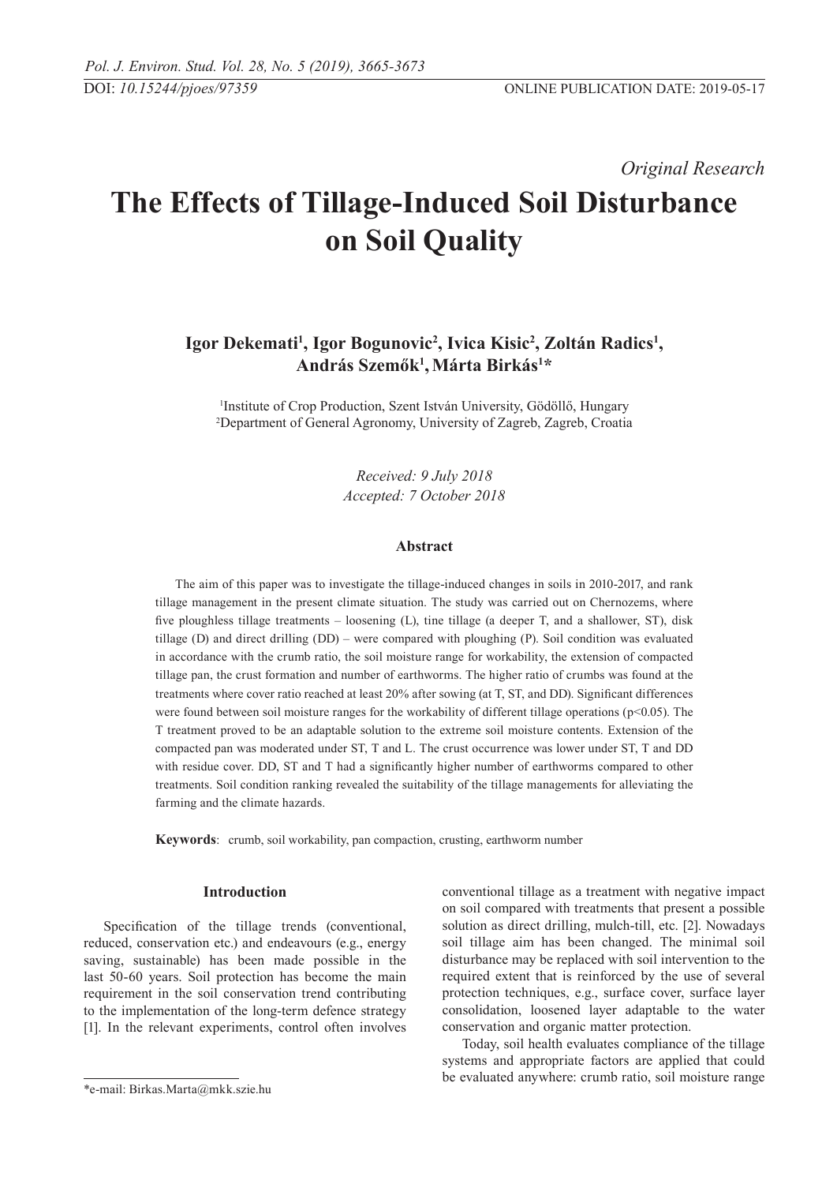*Original Research*

# The Effects of Tillage-Induced Soil Disturbance on Soil Quality

**Igor Dekemati[1], Igor Bogunovic[2], Ivica Kisic[2], Zoltán Radics[1], András Szemők[1], Márta Birkás[1]***

[1]Institute of Crop Production, Szent István University, Gödöllő, Hungary
[2]Department of General Agronomy, University of Zagreb, Zagreb, Croatia

*Received: 9 July 2018*
*Accepted: 7 October 2018*

### Abstract

The aim of this paper was to investigate the tillage-induced changes in soils in 2010-2017, and rank tillage management in the present climate situation. The study was carried out on Chernozems, where five ploughless tillage treatments – loosening (L), tine tillage (a deeper T, and a shallower, ST), disk tillage (D) and direct drilling (DD) – were compared with ploughing (P). Soil condition was evaluated in accordance with the crumb ratio, the soil moisture range for workability, the extension of compacted tillage pan, the crust formation and number of earthworms. The higher ratio of crumbs was found at the treatments where cover ratio reached at least 20% after sowing (at T, ST, and DD). Significant differences were found between soil moisture ranges for the workability of different tillage operations ($p<0.05$). The T treatment proved to be an adaptable solution to the extreme soil moisture contents. Extension of the compacted pan was moderated under ST, T and L. The crust occurrence was lower under ST, T and DD with residue cover. DD, ST and T had a significantly higher number of earthworms compared to other treatments. Soil condition ranking revealed the suitability of the tillage managements for alleviating the farming and the climate hazards.

**Keywords**: crumb, soil workability, pan compaction, crusting, earthworm number

## Introduction

Specification of the tillage trends (conventional, reduced, conservation etc.) and endeavours (e.g., energy saving, sustainable) has been made possible in the last 50-60 years. Soil protection has become the main requirement in the soil conservation trend contributing to the implementation of the long-term defence strategy [1]. In the relevant experiments, control often involves conventional tillage as a treatment with negative impact on soil compared with treatments that present a possible solution as direct drilling, mulch-till, etc. [2]. Nowadays soil tillage aim has been changed. The minimal soil disturbance may be replaced with soil intervention to the required extent that is reinforced by the use of several protection techniques, e.g., surface cover, surface layer consolidation, loosened layer adaptable to the water conservation and organic matter protection.

Today, soil health evaluates compliance of the tillage systems and appropriate factors are applied that could be evaluated anywhere: crumb ratio, soil moisture range

*e-mail: Birkas.Marta@mkk.szie.hu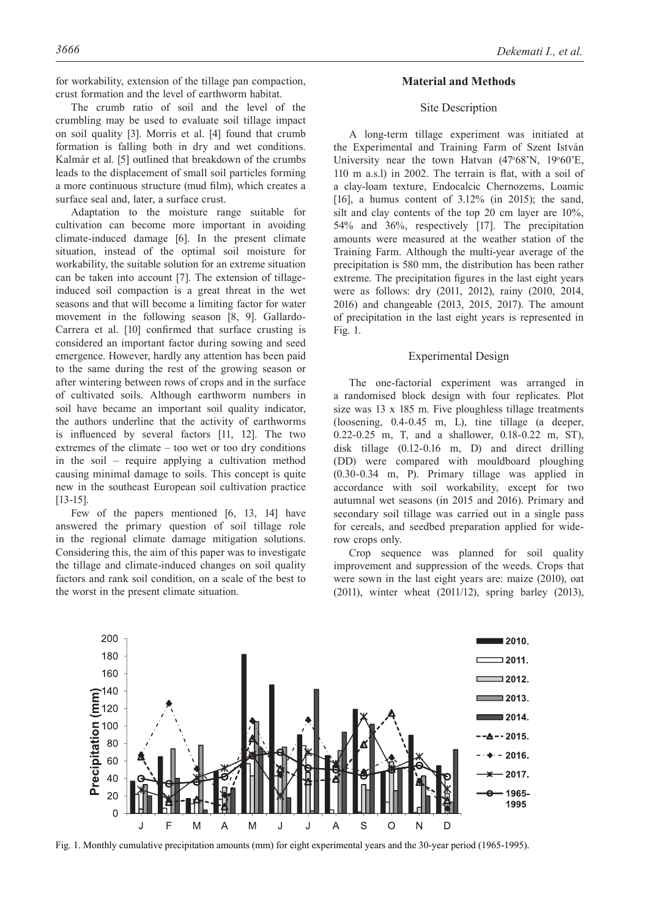for workability, extension of the tillage pan compaction, crust formation and the level of earthworm habitat.

The crumb ratio of soil and the level of the crumbling may be used to evaluate soil tillage impact on soil quality [3]. Morris et al. [4] found that crumb formation is falling both in dry and wet conditions. Kalmár et al. [5] outlined that breakdown of the crumbs leads to the displacement of small soil particles forming a more continuous structure (mud film), which creates a surface seal and, later, a surface crust.

Adaptation to the moisture range suitable for cultivation can become more important in avoiding climate-induced damage [6]. In the present climate situation, instead of the optimal soil moisture for workability, the suitable solution for an extreme situation can be taken into account [7]. The extension of tillage-induced soil compaction is a great threat in the wet seasons and that will become a limiting factor for water movement in the following season [8, 9]. Gallardo-Carrera et al. [10] confirmed that surface crusting is considered an important factor during sowing and seed emergence. However, hardly any attention has been paid to the same during the rest of the growing season or after wintering between rows of crops and in the surface of cultivated soils. Although earthworm numbers in soil have became an important soil quality indicator, the authors underline that the activity of earthworms is influenced by several factors [11, 12]. The two extremes of the climate – too wet or too dry conditions in the soil – require applying a cultivation method causing minimal damage to soils. This concept is quite new in the southeast European soil cultivation practice [13-15].

Few of the papers mentioned [6, 13, 14] have answered the primary question of soil tillage role in the regional climate damage mitigation solutions. Considering this, the aim of this paper was to investigate the tillage and climate-induced changes on soil quality factors and rank soil condition, on a scale of the best to the worst in the present climate situation.

## Material and Methods

### Site Description

A long-term tillage experiment was initiated at the Experimental and Training Farm of Szent István University near the town Hatvan (47°68'N, 19°60'E, 110 m a.s.l) in 2002. The terrain is flat, with a soil of a clay-loam texture, Endocalcic Chernozems, Loamic [16], a humus content of 3.12% (in 2015); the sand, silt and clay contents of the top 20 cm layer are 10%, 54% and 36%, respectively [17]. The precipitation amounts were measured at the weather station of the Training Farm. Although the multi-year average of the precipitation is 580 mm, the distribution has been rather extreme. The precipitation figures in the last eight years were as follows: dry (2011, 2012), rainy (2010, 2014, 2016) and changeable (2013, 2015, 2017). The amount of precipitation in the last eight years is represented in Fig. 1.

### Experimental Design

The one-factorial experiment was arranged in a randomised block design with four replicates. Plot size was 13 x 185 m. Five ploughless tillage treatments (loosening, 0.4-0.45 m, L), tine tillage (a deeper, 0.22-0.25 m, T, and a shallower, 0.18-0.22 m, ST), disk tillage (0.12-0.16 m, D) and direct drilling (DD) were compared with mouldboard ploughing (0.30-0.34 m, P). Primary tillage was applied in accordance with soil workability, except for two autumnal wet seasons (in 2015 and 2016). Primary and secondary soil tillage was carried out in a single pass for cereals, and seedbed preparation applied for wide-row crops only.

Crop sequence was planned for soil quality improvement and suppression of the weeds. Crops that were sown in the last eight years are: maize (2010), oat (2011), winter wheat (2011/12), spring barley (2013),

Fig. 1. Monthly cumulative precipitation amounts (mm) for eight experimental years and the 30-year period (1965-1995).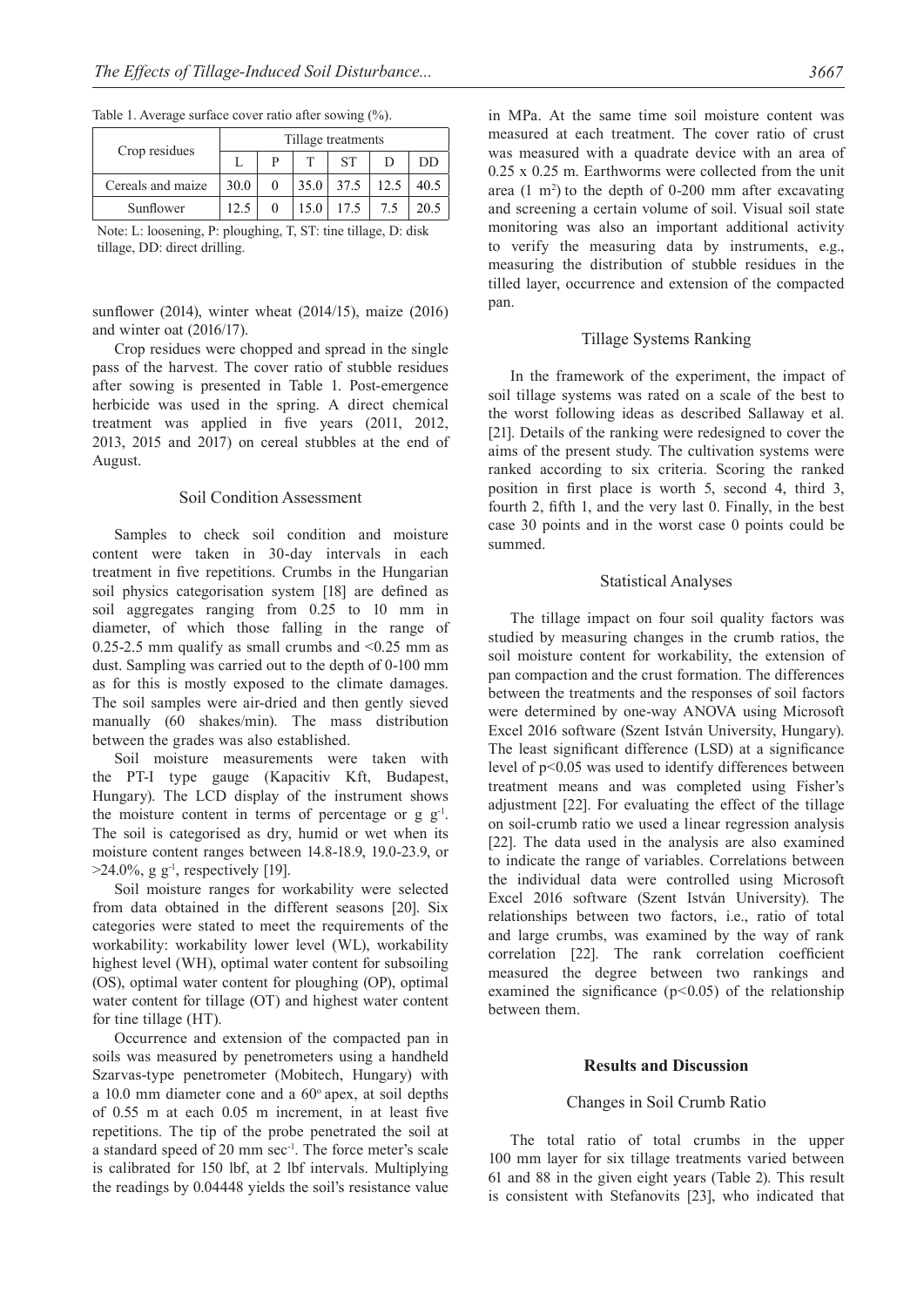Table 1. Average surface cover ratio after sowing (%).

| Crop residues | Tillage treatments | | | | | |
|---|---|---|---|---|---|---|
| | L | P | T | ST | D | DD |
| Cereals and maize | 30.0 | 0 | 35.0 | 37.5 | 12.5 | 40.5 |
| Sunflower | 12.5 | 0 | 15.0 | 17.5 | 7.5 | 20.5 |

Note: L: loosening, P: ploughing, T, ST: tine tillage, D: disk tillage, DD: direct drilling.

sunflower (2014), winter wheat (2014/15), maize (2016) and winter oat (2016/17).

Crop residues were chopped and spread in the single pass of the harvest. The cover ratio of stubble residues after sowing is presented in Table 1. Post-emergence herbicide was used in the spring. A direct chemical treatment was applied in five years (2011, 2012, 2013, 2015 and 2017) on cereal stubbles at the end of August.

### Soil Condition Assessment

Samples to check soil condition and moisture content were taken in 30-day intervals in each treatment in five repetitions. Crumbs in the Hungarian soil physics categorisation system [18] are defined as soil aggregates ranging from 0.25 to 10 mm in diameter, of which those falling in the range of 0.25-2.5 mm qualify as small crumbs and <0.25 mm as dust. Sampling was carried out to the depth of 0-100 mm as for this is mostly exposed to the climate damages. The soil samples were air-dried and then gently sieved manually (60 shakes/min). The mass distribution between the grades was also established.

Soil moisture measurements were taken with the PT-I type gauge (Kapacitiv Kft, Budapest, Hungary). The LCD display of the instrument shows the moisture content in terms of percentage or g $g^{-1}$. The soil is categorised as dry, humid or wet when its moisture content ranges between 14.8-18.9, 19.0-23.9, or >24.0%, g $g^{-1}$, respectively [19].

Soil moisture ranges for workability were selected from data obtained in the different seasons [20]. Six categories were stated to meet the requirements of the workability: workability lower level (WL), workability highest level (WH), optimal water content for subsoiling (OS), optimal water content for ploughing (OP), optimal water content for tillage (OT) and highest water content for tine tillage (HT).

Occurrence and extension of the compacted pan in soils was measured by penetrometers using a handheld Szarvas-type penetrometer (Mobitech, Hungary) with a 10.0 mm diameter cone and a 60° apex, at soil depths of 0.55 m at each 0.05 m increment, in at least five repetitions. The tip of the probe penetrated the soil at a standard speed of 20 mm $sec^{-1}$. The force meter's scale is calibrated for 150 lbf, at 2 lbf intervals. Multiplying the readings by 0.04448 yields the soil's resistance value in MPa. At the same time soil moisture content was measured at each treatment. The cover ratio of crust was measured with a quadrate device with an area of 0.25 x 0.25 m. Earthworms were collected from the unit area (1 $m^2$) to the depth of 0-200 mm after excavating and screening a certain volume of soil. Visual soil state monitoring was also an important additional activity to verify the measuring data by instruments, e.g., measuring the distribution of stubble residues in the tilled layer, occurrence and extension of the compacted pan.

### Tillage Systems Ranking

In the framework of the experiment, the impact of soil tillage systems was rated on a scale of the best to the worst following ideas as described Sallaway et al. [21]. Details of the ranking were redesigned to cover the aims of the present study. The cultivation systems were ranked according to six criteria. Scoring the ranked position in first place is worth 5, second 4, third 3, fourth 2, fifth 1, and the very last 0. Finally, in the best case 30 points and in the worst case 0 points could be summed.

### Statistical Analyses

The tillage impact on four soil quality factors was studied by measuring changes in the crumb ratios, the soil moisture content for workability, the extension of pan compaction and the crust formation. The differences between the treatments and the responses of soil factors were determined by one-way ANOVA using Microsoft Excel 2016 software (Szent István University, Hungary). The least significant difference (LSD) at a significance level of $p<0.05$ was used to identify differences between treatment means and was completed using Fisher's adjustment [22]. For evaluating the effect of the tillage on soil-crumb ratio we used a linear regression analysis [22]. The data used in the analysis are also examined to indicate the range of variables. Correlations between the individual data were controlled using Microsoft Excel 2016 software (Szent István University). The relationships between two factors, i.e., ratio of total and large crumbs, was examined by the way of rank correlation [22]. The rank correlation coefficient measured the degree between two rankings and examined the significance ($p<0.05$) of the relationship between them.

## Results and Discussion

### Changes in Soil Crumb Ratio

The total ratio of total crumbs in the upper 100 mm layer for six tillage treatments varied between 61 and 88 in the given eight years (Table 2). This result is consistent with Stefanovits [23], who indicated that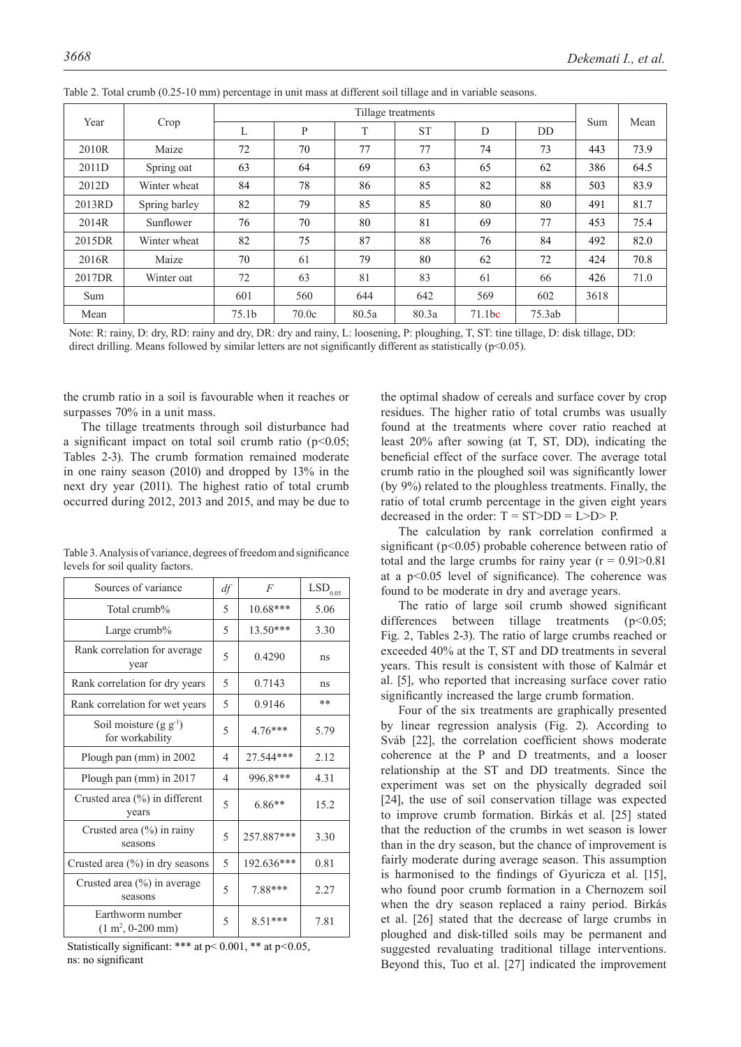Table 2. Total crumb (0.25-10 mm) percentage in unit mass at different soil tillage and in variable seasons.

| Year | Crop | Tillage treatments | | | | | | Sum | Mean |
|---|---|---|---|---|---|---|---|---|---|
| | | L | P | T | ST | D | DD | | |
| 2010R | Maize | 72 | 70 | 77 | 77 | 74 | 73 | 443 | 73.9 |
| 2011D | Spring oat | 63 | 64 | 69 | 63 | 65 | 62 | 386 | 64.5 |
| 2012D | Winter wheat | 84 | 78 | 86 | 85 | 82 | 88 | 503 | 83.9 |
| 2013RD | Spring barley | 82 | 79 | 85 | 85 | 80 | 80 | 491 | 81.7 |
| 2014R | Sunflower | 76 | 70 | 80 | 81 | 69 | 77 | 453 | 75.4 |
| 2015DR | Winter wheat | 82 | 75 | 87 | 88 | 76 | 84 | 492 | 82.0 |
| 2016R | Maize | 70 | 61 | 79 | 80 | 62 | 72 | 424 | 70.8 |
| 2017DR | Winter oat | 72 | 63 | 81 | 83 | 61 | 66 | 426 | 71.0 |
| Sum | | 601 | 560 | 644 | 642 | 569 | 602 | 3618 | |
| Mean | | 75.1b | 70.0c | 80.5a | 80.3a | 71.1bc | 75.3ab | | |

Note: R: rainy, D: dry, RD: rainy and dry, DR: dry and rainy, L: loosening, P: ploughing, T, ST: tine tillage, D: disk tillage, DD: direct drilling. Means followed by similar letters are not significantly different as statistically ($p<0.05$).

the crumb ratio in a soil is favourable when it reaches or surpasses 70% in a unit mass.

The tillage treatments through soil disturbance had a significant impact on total soil crumb ratio ($p<0.05$; Tables 2-3). The crumb formation remained moderate in one rainy season (2010) and dropped by 13% in the next dry year (2011). The highest ratio of total crumb occurred during 2012, 2013 and 2015, and may be due to the optimal shadow of cereals and surface cover by crop residues. The higher ratio of total crumbs was usually found at the treatments where cover ratio reached at least 20% after sowing (at T, ST, DD), indicating the beneficial effect of the surface cover. The average total crumb ratio in the ploughed soil was significantly lower (by 9%) related to the ploughless treatments. Finally, the ratio of total crumb percentage in the given eight years decreased in the order: T = ST>DD = L>D> P.

The calculation by rank correlation confirmed a significant ($p<0.05$) probable coherence between ratio of total and the large crumbs for rainy year ($r = 0.91>0.81$ at a $p<0.05$ level of significance). The coherence was found to be moderate in dry and average years.

The ratio of large soil crumb showed significant differences between tillage treatments ($p<0.05$; Fig. 2, Tables 2-3). The ratio of large crumbs reached or exceeded 40% at the T, ST and DD treatments in several years. This result is consistent with those of Kalmár et al. [5], who reported that increasing surface cover ratio significantly increased the large crumb formation.

Four of the six treatments are graphically presented by linear regression analysis (Fig. 2). According to Sváb [22], the correlation coefficient shows moderate coherence at the P and D treatments, and a looser relationship at the ST and DD treatments. Since the experiment was set on the physically degraded soil [24], the use of soil conservation tillage was expected to improve crumb formation. Birkás et al. [25] stated that the reduction of the crumbs in wet season is lower than in the dry season, but the chance of improvement is fairly moderate during average season. This assumption is harmonised to the findings of Gyuricza et al. [15], who found poor crumb formation in a Chernozem soil when the dry season replaced a rainy period. Birkás et al. [26] stated that the decrease of large crumbs in ploughed and disk-tilled soils may be permanent and suggested revaluating traditional tillage interventions. Beyond this, Tuo et al. [27] indicated the improvement

Table 3. Analysis of variance, degrees of freedom and significance levels for soil quality factors.

| Sources of variance | $df$ | $F$ | $LSD_{0.05}$ |
|---|---|---|---|
| Total crumb% | 5 | 10.68*** | 5.06 |
| Large crumb% | 5 | 13.50*** | 3.30 |
| Rank correlation for average year | 5 | 0.4290 | ns |
| Rank correlation for dry years | 5 | 0.7143 | ns |
| Rank correlation for wet years | 5 | 0.9146 | ** |
| Soil moisture ($g\ g^{-1}$) for workability | 5 | 4.76*** | 5.79 |
| Plough pan (mm) in 2002 | 4 | 27.544*** | 2.12 |
| Plough pan (mm) in 2017 | 4 | 996.8*** | 4.31 |
| Crusted area (%) in different years | 5 | 6.86** | 15.2 |
| Crusted area (%) in rainy seasons | 5 | 257.887*** | 3.30 |
| Crusted area (%) in dry seasons | 5 | 192.636*** | 0.81 |
| Crusted area (%) in average seasons | 5 | 7.88*** | 2.27 |
| Earthworm number ($1\ m^2$, 0-200 mm) | 5 | 8.51*** | 7.81 |

Statistically significant: *** at $p<0.001$, ** at $p<0.05$, ns: no significant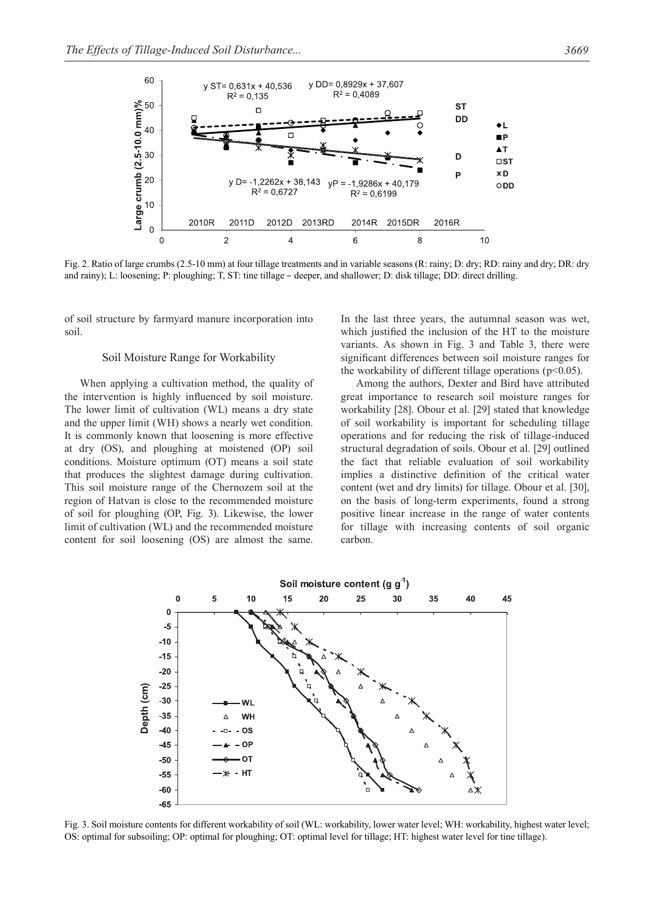Fig. 2. Ratio of large crumbs (2.5-10 mm) at four tillage treatments and in variable seasons (R: rainy; D: dry; RD: rainy and dry; DR: dry and rainy); L: loosening; P: ploughing; T, ST: tine tillage – deeper, and shallower; D: disk tillage; DD: direct drilling.

of soil structure by farmyard manure incorporation into soil.

## Soil Moisture Range for Workability

When applying a cultivation method, the quality of the intervention is highly influenced by soil moisture. The lower limit of cultivation (WL) means a dry state and the upper limit (WH) shows a nearly wet condition. It is commonly known that loosening is more effective at dry (OS), and ploughing at moistened (OP) soil conditions. Moisture optimum (OT) means a soil state that produces the slightest damage during cultivation. This soil moisture range of the Chernozem soil at the region of Hatvan is close to the recommended moisture of soil for ploughing (OP, Fig. 3). Likewise, the lower limit of cultivation (WL) and the recommended moisture content for soil loosening (OS) are almost the same. In the last three years, the autumnal season was wet, which justified the inclusion of the HT to the moisture variants. As shown in Fig. 3 and Table 3, there were significant differences between soil moisture ranges for the workability of different tillage operations ($p<0.05$).

Among the authors, Dexter and Bird have attributed great importance to research soil moisture ranges for workability [28]. Obour et al. [29] stated that knowledge of soil workability is important for scheduling tillage operations and for reducing the risk of tillage-induced structural degradation of soils. Obour et al. [29] outlined the fact that reliable evaluation of soil workability implies a distinctive definition of the critical water content (wet and dry limits) for tillage. Obour et al. [30], on the basis of long-term experiments, found a strong positive linear increase in the range of water contents for tillage with increasing contents of soil organic carbon.

Fig. 3. Soil moisture contents for different workability of soil (WL: workability, lower water level; WH: workability, highest water level; OS: optimal for subsoiling; OP: optimal for ploughing; OT: optimal level for tillage; HT: highest water level for tine tillage).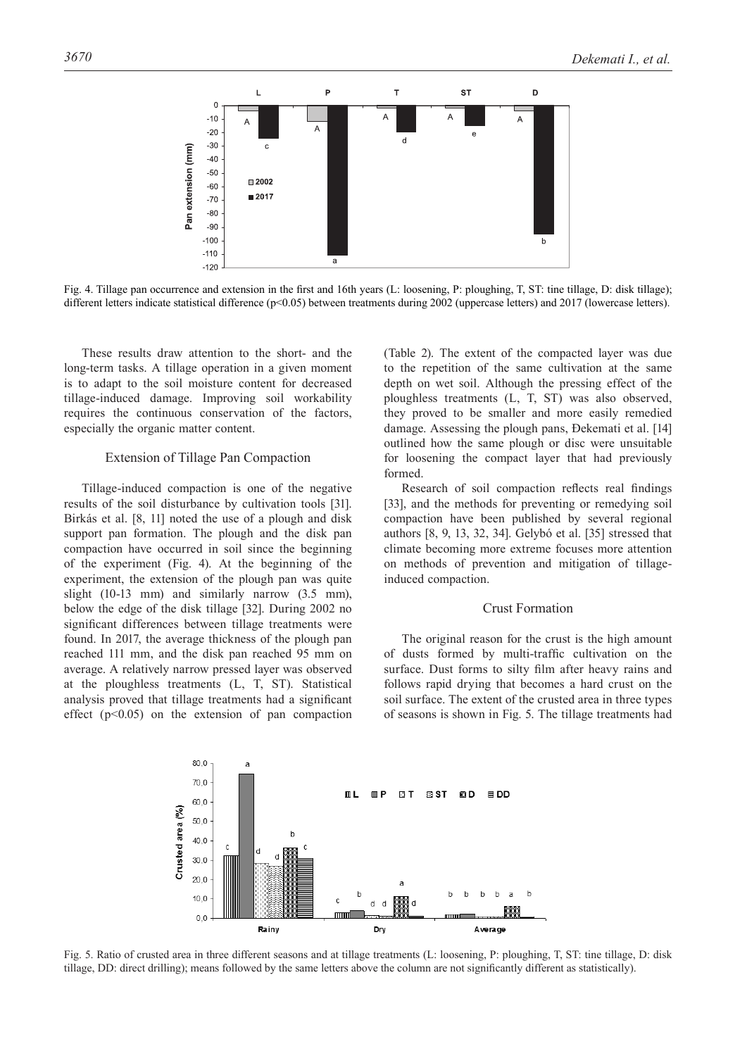Fig. 4. Tillage pan occurrence and extension in the first and 16th years (L: loosening, P: ploughing, T, ST: tine tillage, D: disk tillage); different letters indicate statistical difference ($p<0.05$) between treatments during 2002 (uppercase letters) and 2017 (lowercase letters).

These results draw attention to the short- and the long-term tasks. A tillage operation in a given moment is to adapt to the soil moisture content for decreased tillage-induced damage. Improving soil workability requires the continuous conservation of the factors, especially the organic matter content.

## Extension of Tillage Pan Compaction

Tillage-induced compaction is one of the negative results of the soil disturbance by cultivation tools [31]. Birkás et al. [8, 11] noted the use of a plough and disk support pan formation. The plough and the disk pan compaction have occurred in soil since the beginning of the experiment (Fig. 4). At the beginning of the experiment, the extension of the plough pan was quite slight (10-13 mm) and similarly narrow (3.5 mm), below the edge of the disk tillage [32]. During 2002 no significant differences between tillage treatments were found. In 2017, the average thickness of the plough pan reached 111 mm, and the disk pan reached 95 mm on average. A relatively narrow pressed layer was observed at the ploughless treatments (L, T, ST). Statistical analysis proved that tillage treatments had a significant effect ($p<0.05$) on the extension of pan compaction (Table 2). The extent of the compacted layer was due to the repetition of the same cultivation at the same depth on wet soil. Although the pressing effect of the ploughless treatments (L, T, ST) was also observed, they proved to be smaller and more easily remedied damage. Assessing the plough pans, Đekemati et al. [14] outlined how the same plough or disc were unsuitable for loosening the compact layer that had previously formed.

Research of soil compaction reflects real findings [33], and the methods for preventing or remedying soil compaction have been published by several regional authors [8, 9, 13, 32, 34]. Gelybó et al. [35] stressed that climate becoming more extreme focuses more attention on methods of prevention and mitigation of tillage-induced compaction.

## Crust Formation

The original reason for the crust is the high amount of dusts formed by multi-traffic cultivation on the surface. Dust forms to silty film after heavy rains and follows rapid drying that becomes a hard crust on the soil surface. The extent of the crusted area in three types of seasons is shown in Fig. 5. The tillage treatments had

Fig. 5. Ratio of crusted area in three different seasons and at tillage treatments (L: loosening, P: ploughing, T, ST: tine tillage, D: disk tillage, DD: direct drilling); means followed by the same letters above the column are not significantly different as statistically).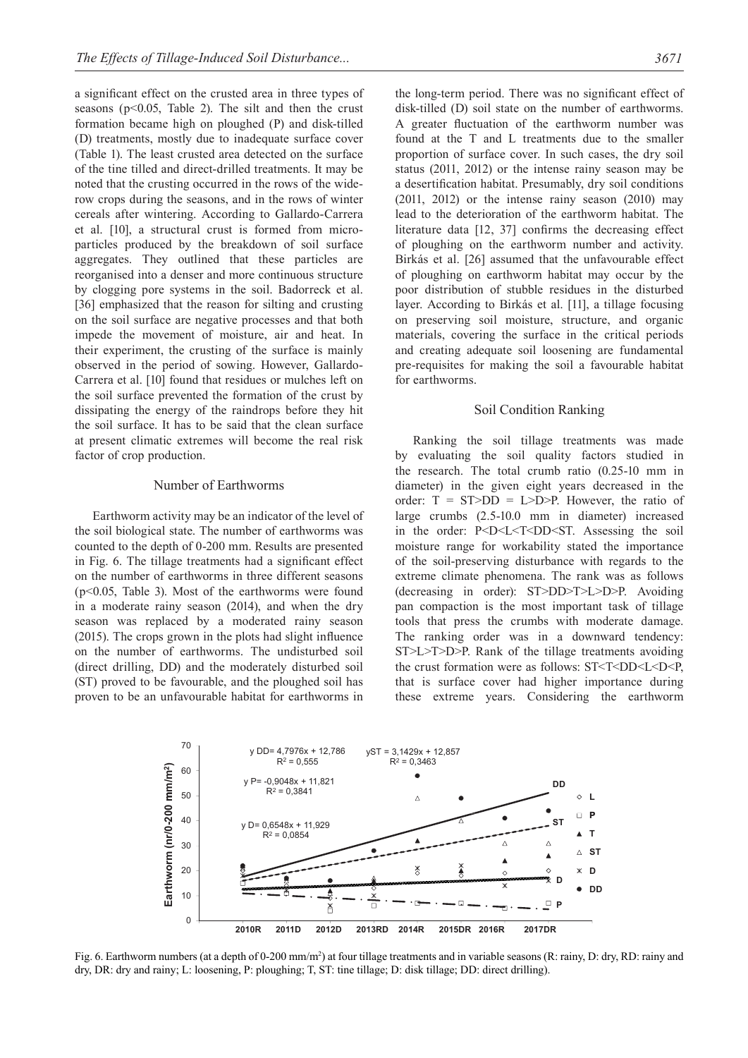a significant effect on the crusted area in three types of seasons ($p<0.05$, Table 2). The silt and then the crust formation became high on ploughed (P) and disk-tilled (D) treatments, mostly due to inadequate surface cover (Table 1). The least crusted area detected on the surface of the tine tilled and direct-drilled treatments. It may be noted that the crusting occurred in the rows of the wide-row crops during the seasons, and in the rows of winter cereals after wintering. According to Gallardo-Carrera et al. [10], a structural crust is formed from micro-particles produced by the breakdown of soil surface aggregates. They outlined that these particles are reorganised into a denser and more continuous structure by clogging pore systems in the soil. Badorreck et al. [36] emphasized that the reason for silting and crusting on the soil surface are negative processes and that both impede the movement of moisture, air and heat. In their experiment, the crusting of the surface is mainly observed in the period of sowing. However, Gallardo-Carrera et al. [10] found that residues or mulches left on the soil surface prevented the formation of the crust by dissipating the energy of the raindrops before they hit the soil surface. It has to be said that the clean surface at present climatic extremes will become the real risk factor of crop production.

## Number of Earthworms

Earthworm activity may be an indicator of the level of the soil biological state. The number of earthworms was counted to the depth of 0-200 mm. Results are presented in Fig. 6. The tillage treatments had a significant effect on the number of earthworms in three different seasons ($p<0.05$, Table 3). Most of the earthworms were found in a moderate rainy season (2014), and when the dry season was replaced by a moderated rainy season (2015). The crops grown in the plots had slight influence on the number of earthworms. The undisturbed soil (direct drilling, DD) and the moderately disturbed soil (ST) proved to be favourable, and the ploughed soil has proven to be an unfavourable habitat for earthworms in the long-term period. There was no significant effect of disk-tilled (D) soil state on the number of earthworms. A greater fluctuation of the earthworm number was found at the T and L treatments due to the smaller proportion of surface cover. In such cases, the dry soil status (2011, 2012) or the intense rainy season may be a desertification habitat. Presumably, dry soil conditions (2011, 2012) or the intense rainy season (2010) may lead to the deterioration of the earthworm habitat. The literature data [12, 37] confirms the decreasing effect of ploughing on the earthworm number and activity. Birkás et al. [26] assumed that the unfavourable effect of ploughing on earthworm habitat may occur by the poor distribution of stubble residues in the disturbed layer. According to Birkás et al. [11], a tillage focusing on preserving soil moisture, structure, and organic materials, covering the surface in the critical periods and creating adequate soil loosening are fundamental pre-requisites for making the soil a favourable habitat for earthworms.

## Soil Condition Ranking

Ranking the soil tillage treatments was made by evaluating the soil quality factors studied in the research. The total crumb ratio (0.25-10 mm in diameter) in the given eight years decreased in the order: T = ST>DD = L>D>P. However, the ratio of large crumbs (2.5-10.0 mm in diameter) increased in the order: P<D<L<T<DD<ST. Assessing the soil moisture range for workability stated the importance of the soil-preserving disturbance with regards to the extreme climate phenomena. The rank was as follows (decreasing in order): ST>DD>T>L>D>P. Avoiding pan compaction is the most important task of tillage tools that press the crumbs with moderate damage. The ranking order was in a downward tendency: ST>L>T>D>P. Rank of the tillage treatments avoiding the crust formation were as follows: ST<T<DD<L<D<P, that is surface cover had higher importance during these extreme years. Considering the earthworm

Fig. 6. Earthworm numbers (at a depth of 0-200 mm/m²) at four tillage treatments and in variable seasons (R: rainy, D: dry, RD: rainy and dry, DR: dry and rainy; L: loosening, P: ploughing; T, ST: tine tillage; D: disk tillage; DD: direct drilling).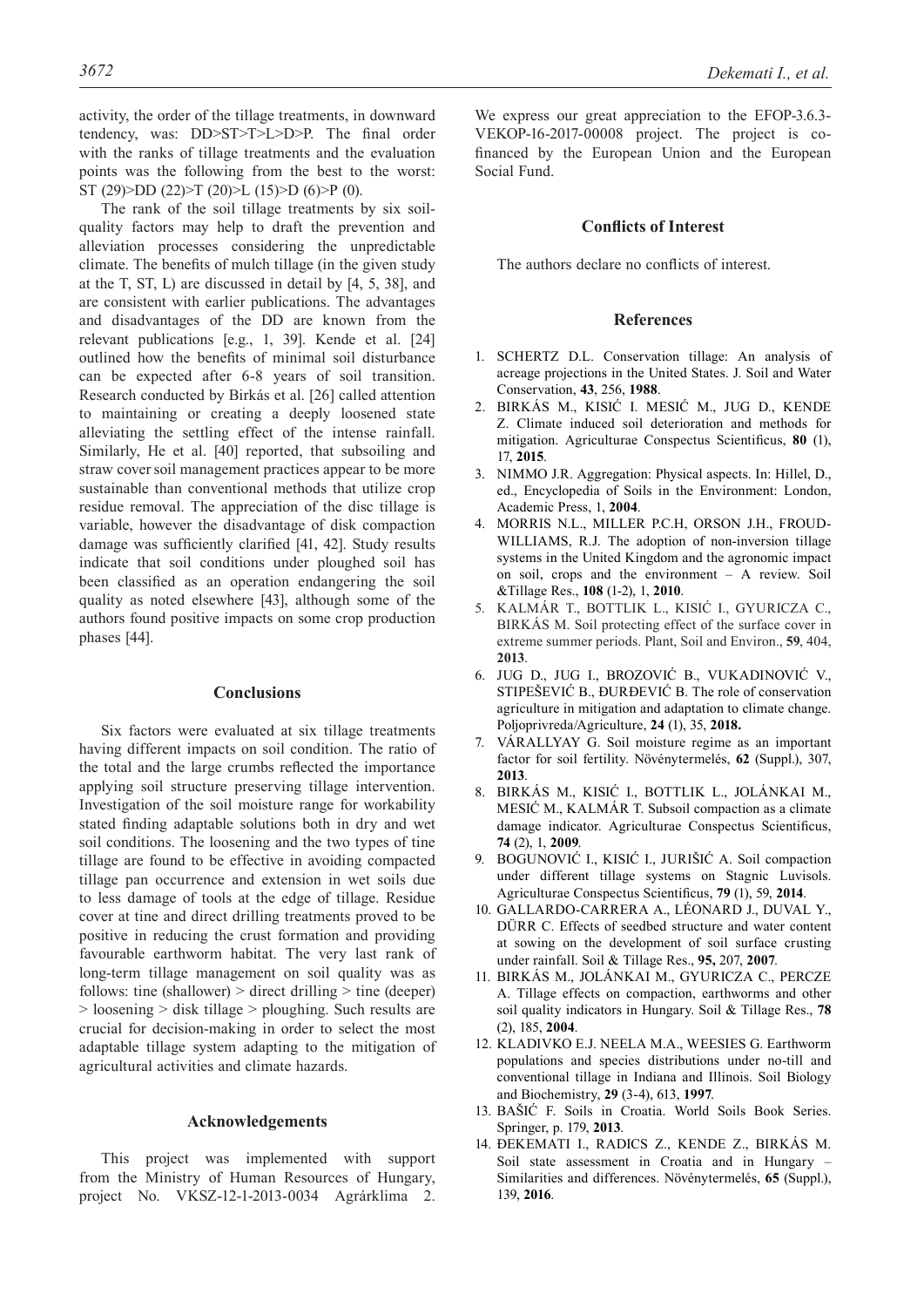activity, the order of the tillage treatments, in downward tendency, was: DD>ST>T>L>D>P. The final order with the ranks of tillage treatments and the evaluation points was the following from the best to the worst: ST (29)>DD (22)>T (20)>L (15)>D (6)>P (0).

The rank of the soil tillage treatments by six soil-quality factors may help to draft the prevention and alleviation processes considering the unpredictable climate. The benefits of mulch tillage (in the given study at the T, ST, L) are discussed in detail by [4, 5, 38], and are consistent with earlier publications. The advantages and disadvantages of the DD are known from the relevant publications [e.g., 1, 39]. Kende et al. [24] outlined how the benefits of minimal soil disturbance can be expected after 6-8 years of soil transition. Research conducted by Birkás et al. [26] called attention to maintaining or creating a deeply loosened state alleviating the settling effect of the intense rainfall. Similarly, He et al. [40] reported, that subsoiling and straw cover soil management practices appear to be more sustainable than conventional methods that utilize crop residue removal. The appreciation of the disc tillage is variable, however the disadvantage of disk compaction damage was sufficiently clarified [41, 42]. Study results indicate that soil conditions under ploughed soil has been classified as an operation endangering the soil quality as noted elsewhere [43], although some of the authors found positive impacts on some crop production phases [44].

## Conclusions

Six factors were evaluated at six tillage treatments having different impacts on soil condition. The ratio of the total and the large crumbs reflected the importance applying soil structure preserving tillage intervention. Investigation of the soil moisture range for workability stated finding adaptable solutions both in dry and wet soil conditions. The loosening and the two types of tine tillage are found to be effective in avoiding compacted tillage pan occurrence and extension in wet soils due to less damage of tools at the edge of tillage. Residue cover at tine and direct drilling treatments proved to be positive in reducing the crust formation and providing favourable earthworm habitat. The very last rank of long-term tillage management on soil quality was as follows: tine (shallower) > direct drilling > tine (deeper) > loosening > disk tillage > ploughing. Such results are crucial for decision-making in order to select the most adaptable tillage system adapting to the mitigation of agricultural activities and climate hazards.

## Acknowledgements

This project was implemented with support from the Ministry of Human Resources of Hungary, project No. VKSZ-12-1-2013-0034 Agrárklima 2. We express our great appreciation to the EFOP-3.6.3-VEKOP-16-2017-00008 project. The project is co-financed by the European Union and the European Social Fund.

## Conflicts of Interest

The authors declare no conflicts of interest.

## References

1. SCHERTZ D.L. Conservation tillage: An analysis of acreage projections in the United States. J. Soil and Water Conservation, **43**, 256, **1988**.
2. BIRKÁS M., KISIĆ I. MESIĆ M., JUG D., KENDE Z. Climate induced soil deterioration and methods for mitigation. Agriculturae Conspectus Scientificus, **80** (1), 17, **2015**.
3. NIMMO J.R. Aggregation: Physical aspects. In: Hillel, D., ed., Encyclopedia of Soils in the Environment: London, Academic Press, 1, **2004**.
4. MORRIS N.L., MILLER P.C.H, ORSON J.H., FROUD-WILLIAMS, R.J. The adoption of non-inversion tillage systems in the United Kingdom and the agronomic impact on soil, crops and the environment – A review. Soil &Tillage Res., **108** (1-2), 1, **2010**.
5. KALMÁR T., BOTTLIK L., KISIĆ I., GYURICZA C., BIRKÁS M. Soil protecting effect of the surface cover in extreme summer periods. Plant, Soil and Environ., **59**, 404, **2013**.
6. JUG D., JUG I., BROZOVIĆ B., VUKADINOVIĆ V., STIPEŠEVIĆ B., ĐURĐEVIĆ B. The role of conservation agriculture in mitigation and adaptation to climate change. Poljoprivreda/Agriculture, **24** (1), 35, **2018.**
7. VÁRALLYAY G. Soil moisture regime as an important factor for soil fertility. Növénytermelés, **62** (Suppl.), 307, **2013**.
8. BIRKÁS M., KISIĆ I., BOTTLIK L., JOLÁNKAI M., MESIĆ M., KALMÁR T. Subsoil compaction as a climate damage indicator. Agriculturae Conspectus Scientificus, **74** (2), 1, **2009**.
9. BOGUNOVIĆ I., KISIĆ I., JURIŠIĆ A. Soil compaction under different tillage systems on Stagnic Luvisols. Agriculturae Conspectus Scientificus, **79** (1), 59, **2014**.
10. GALLARDO-CARRERA A., LÉONARD J., DUVAL Y., DÜRR C. Effects of seedbed structure and water content at sowing on the development of soil surface crusting under rainfall. Soil & Tillage Res., **95,** 207, **2007**.
11. BIRKÁS M., JOLÁNKAI M., GYURICZA C., PERCZE A. Tillage effects on compaction, earthworms and other soil quality indicators in Hungary. Soil & Tillage Res., **78** (2), 185, **2004**.
12. KLADIVKO E.J. NEELA M.A., WEESIES G. Earthworm populations and species distributions under no-till and conventional tillage in Indiana and Illinois. Soil Biology and Biochemistry, **29** (3-4), 613, **1997**.
13. BAŠIĆ F. Soils in Croatia. World Soils Book Series. Springer, p. 179, **2013**.
14. ĐEKEMATI I., RADICS Z., KENDE Z., BIRKÁS M. Soil state assessment in Croatia and in Hungary – Similarities and differences. Növénytermelés, **65** (Suppl.), 139, **2016**.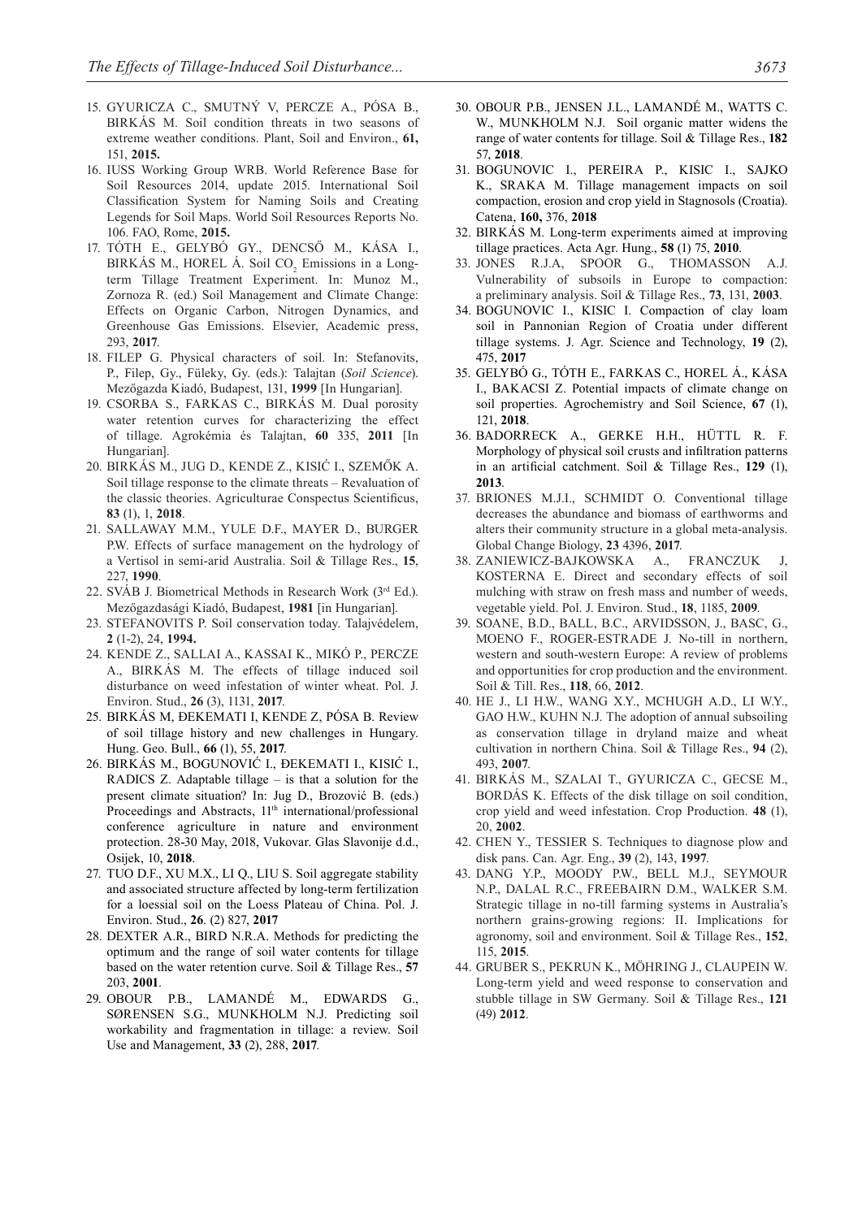15. GYURICZA C., SMUTNÝ V, PERCZE A., PÓSA B., BIRKÁS M. Soil condition threats in two seasons of extreme weather conditions. Plant, Soil and Environ., **61,** 151, **2015.**
16. IUSS Working Group WRB. World Reference Base for Soil Resources 2014, update 2015. International Soil Classification System for Naming Soils and Creating Legends for Soil Maps. World Soil Resources Reports No. 106. FAO, Rome, **2015.**
17. TÓTH E., GELYBÓ GY., DENCSŐ M., KÁSA I., BIRKÁS M., HOREL Á. Soil $CO_2$ Emissions in a Long-term Tillage Treatment Experiment. In: Munoz M., Zornoza R. (ed.) Soil Management and Climate Change: Effects on Organic Carbon, Nitrogen Dynamics, and Greenhouse Gas Emissions. Elsevier, Academic press, 293, **2017**.
18. FILEP G. Physical characters of soil. In: Stefanovits, P., Filep, Gy., Füleky, Gy. (eds.): Talajtan (*Soil Science*). Mezőgazda Kiadó, Budapest, 131, **1999** [In Hungarian].
19. CSORBA S., FARKAS C., BIRKÁS M. Dual porosity water retention curves for characterizing the effect of tillage. Agrokémia és Talajtan, **60** 335, **2011** [In Hungarian].
20. BIRKÁS M., JUG D., KENDE Z., KISIĆ I., SZEMŐK A. Soil tillage response to the climate threats – Revaluation of the classic theories. Agriculturae Conspectus Scientificus, **83** (1), 1, **2018**.
21. SALLAWAY M.M., YULE D.F., MAYER D., BURGER P.W. Effects of surface management on the hydrology of a Vertisol in semi-arid Australia. Soil & Tillage Res., **15**, 227, **1990**.
22. SVÁB J. Biometrical Methods in Research Work (3rd Ed.). Mezőgazdasági Kiadó, Budapest, **1981** [in Hungarian].
23. STEFANOVITS P. Soil conservation today. Talajvédelem, **2** (1-2), 24, **1994.**
24. KENDE Z., SALLAI A., KASSAI K., MIKÓ P., PERCZE A., BIRKÁS M. The effects of tillage induced soil disturbance on weed infestation of winter wheat. Pol. J. Environ. Stud., **26** (3), 1131, **2017**.
25. BIRKÁS M, ĐEKEMATI I, KENDE Z, PÓSA B. Review of soil tillage history and new challenges in Hungary. Hung. Geo. Bull., **66** (1), 55, **2017**.
26. BIRKÁS M., BOGUNOVIĆ I., ĐEKEMATI I., KISIĆ I., RADICS Z. Adaptable tillage – is that a solution for the present climate situation? In: Jug D., Brozović B. (eds.) Proceedings and Abstracts, 11th international/professional conference agriculture in nature and environment protection. 28-30 May, 2018, Vukovar. Glas Slavonije d.d., Osijek, 10, **2018**.
27. TUO D.F., XU M.X., LI Q., LIU S. Soil aggregate stability and associated structure affected by long-term fertilization for a loessial soil on the Loess Plateau of China. Pol. J. Environ. Stud., **26**. (2) 827, **2017**
28. DEXTER A.R., BIRD N.R.A. Methods for predicting the optimum and the range of soil water contents for tillage based on the water retention curve. Soil & Tillage Res., **57** 203, **2001**.
29. OBOUR P.B., LAMANDÉ M., EDWARDS G., SØRENSEN S.G., MUNKHOLM N.J. Predicting soil workability and fragmentation in tillage: a review. Soil Use and Management, **33** (2), 288, **2017**.
30. OBOUR P.B., JENSEN J.L., LAMANDÉ M., WATTS C. W., MUNKHOLM N.J. Soil organic matter widens the range of water contents for tillage. Soil & Tillage Res., **182** 57, **2018**.
31. BOGUNOVIC I., PEREIRA P., KISIC I., SAJKO K., SRAKA M. Tillage management impacts on soil compaction, erosion and crop yield in Stagnosols (Croatia). Catena, **160,** 376, **2018**
32. BIRKÁS M. Long-term experiments aimed at improving tillage practices. Acta Agr. Hung., **58** (1) 75, **2010**.
33. JONES R.J.A, SPOOR G., THOMASSON A.J. Vulnerability of subsoils in Europe to compaction: a preliminary analysis. Soil & Tillage Res., **73**, 131, **2003**.
34. BOGUNOVIC I., KISIC I. Compaction of clay loam soil in Pannonian Region of Croatia under different tillage systems. J. Agr. Science and Technology, **19** (2), 475, **2017**
35. GELYBÓ G., TÓTH E., FARKAS C., HOREL Á., KÁSA I., BAKACSI Z. Potential impacts of climate change on soil properties. Agrochemistry and Soil Science, **67** (1), 121, **2018**.
36. BADORRECK A., GERKE H.H., HÜTTL R. F. Morphology of physical soil crusts and infiltration patterns in an artificial catchment. Soil & Tillage Res., **129** (1), **2013**.
37. BRIONES M.J.I., SCHMIDT O. Conventional tillage decreases the abundance and biomass of earthworms and alters their community structure in a global meta-analysis. Global Change Biology, **23** 4396, **2017**.
38. ZANIEWICZ-BAJKOWSKA A., FRANCZUK J, KOSTERNA E. Direct and secondary effects of soil mulching with straw on fresh mass and number of weeds, vegetable yield. Pol. J. Environ. Stud., **18**, 1185, **2009**.
39. SOANE, B.D., BALL, B.C., ARVIDSSON, J., BASC, G., MOENO F., ROGER-ESTRADE J. No-till in northern, western and south-western Europe: A review of problems and opportunities for crop production and the environment. Soil & Till. Res., **118**, 66, **2012**.
40. HE J., LI H.W., WANG X.Y., MCHUGH A.D., LI W.Y., GAO H.W., KUHN N.J. The adoption of annual subsoiling as conservation tillage in dryland maize and wheat cultivation in northern China. Soil & Tillage Res., **94** (2), 493, **2007**.
41. BIRKÁS M., SZALAI T., GYURICZA C., GECSE M., BORDÁS K. Effects of the disk tillage on soil condition, crop yield and weed infestation. Crop Production. **48** (1), 20, **2002**.
42. CHEN Y., TESSIER S. Techniques to diagnose plow and disk pans. Can. Agr. Eng., **39** (2), 143, **1997**.
43. DANG Y.P., MOODY P.W., BELL M.J., SEYMOUR N.P., DALAL R.C., FREEBAIRN D.M., WALKER S.M. Strategic tillage in no-till farming systems in Australia's northern grains-growing regions: II. Implications for agronomy, soil and environment. Soil & Tillage Res., **152**, 115, **2015**.
44. GRUBER S., PEKRUN K., MÖHRING J., CLAUPEIN W. Long-term yield and weed response to conservation and stubble tillage in SW Germany. Soil & Tillage Res., **121** (49) **2012**.